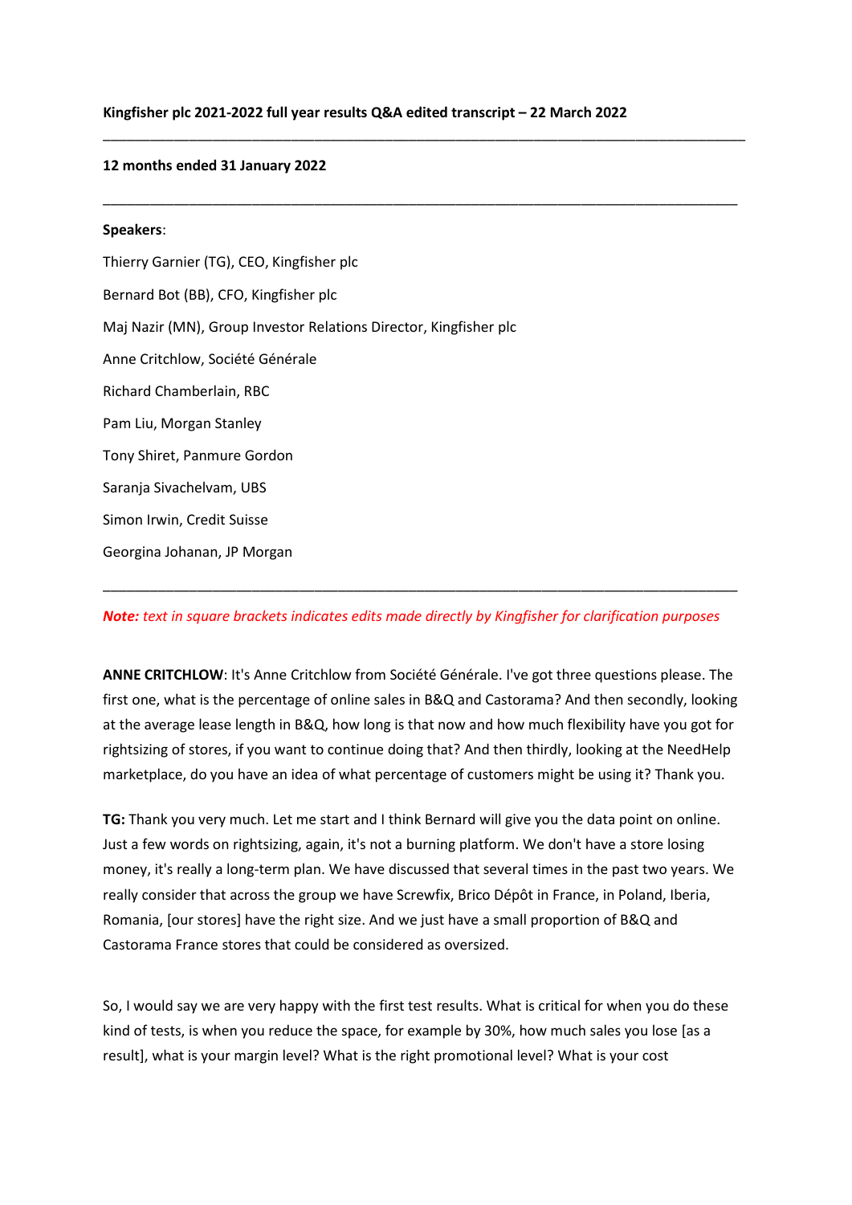**Kingfisher plc 2021-2022 full year results Q&A edited transcript – 22 March 2022**

---

**12 months ended 31 January 2022**

---

**Speakers**:

Thierry Garnier (TG), CEO, Kingfisher plc

Bernard Bot (BB), CFO, Kingfisher plc

Maj Nazir (MN), Group Investor Relations Director, Kingfisher plc

Anne Critchlow, Société Générale

Richard Chamberlain, RBC

Pam Liu, Morgan Stanley

Tony Shiret, Panmure Gordon

Saranja Sivachelvam, UBS

Simon Irwin, Credit Suisse

Georgina Johanan, JP Morgan

---

***Note:*** *text in square brackets indicates edits made directly by Kingfisher for clarification purposes*

**ANNE CRITCHLOW**: It's Anne Critchlow from Société Générale. I've got three questions please. The first one, what is the percentage of online sales in B&Q and Castorama? And then secondly, looking at the average lease length in B&Q, how long is that now and how much flexibility have you got for rightsizing of stores, if you want to continue doing that? And then thirdly, looking at the NeedHelp marketplace, do you have an idea of what percentage of customers might be using it? Thank you.

**TG:** Thank you very much. Let me start and I think Bernard will give you the data point on online. Just a few words on rightsizing, again, it's not a burning platform. We don't have a store losing money, it's really a long-term plan. We have discussed that several times in the past two years. We really consider that across the group we have Screwfix, Brico Dépôt in France, in Poland, Iberia, Romania, [our stores] have the right size. And we just have a small proportion of B&Q and Castorama France stores that could be considered as oversized.

So, I would say we are very happy with the first test results. What is critical for when you do these kind of tests, is when you reduce the space, for example by 30%, how much sales you lose [as a result], what is your margin level? What is the right promotional level? What is your cost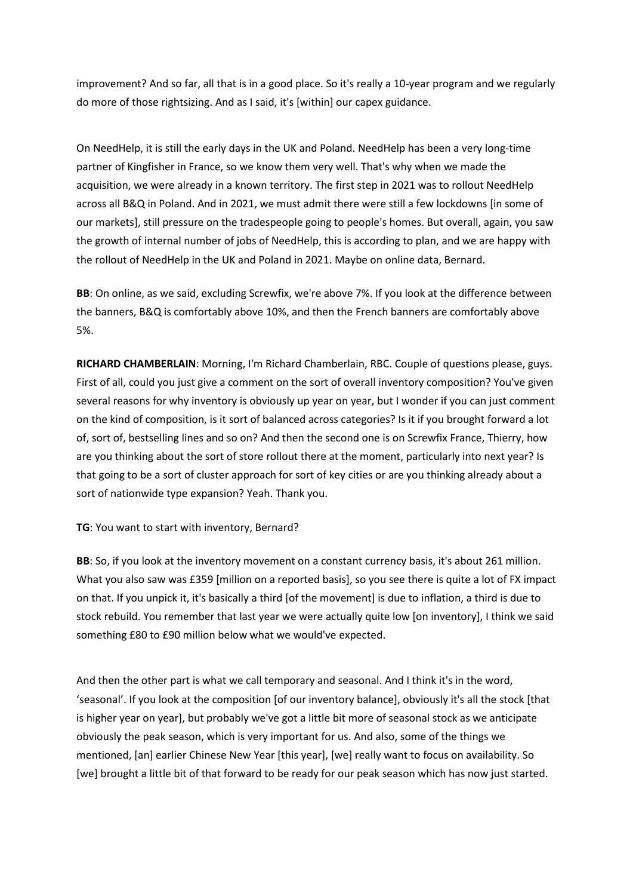improvement? And so far, all that is in a good place. So it's really a 10-year program and we regularly do more of those rightsizing. And as I said, it's [within] our capex guidance.

On NeedHelp, it is still the early days in the UK and Poland. NeedHelp has been a very long-time partner of Kingfisher in France, so we know them very well. That's why when we made the acquisition, we were already in a known territory. The first step in 2021 was to rollout NeedHelp across all B&Q in Poland. And in 2021, we must admit there were still a few lockdowns [in some of our markets], still pressure on the tradespeople going to people's homes. But overall, again, you saw the growth of internal number of jobs of NeedHelp, this is according to plan, and we are happy with the rollout of NeedHelp in the UK and Poland in 2021. Maybe on online data, Bernard.

**BB**: On online, as we said, excluding Screwfix, we're above 7%. If you look at the difference between the banners, B&Q is comfortably above 10%, and then the French banners are comfortably above 5%.

**RICHARD CHAMBERLAIN**: Morning, I'm Richard Chamberlain, RBC. Couple of questions please, guys. First of all, could you just give a comment on the sort of overall inventory composition? You've given several reasons for why inventory is obviously up year on year, but I wonder if you can just comment on the kind of composition, is it sort of balanced across categories? Is it if you brought forward a lot of, sort of, bestselling lines and so on? And then the second one is on Screwfix France, Thierry, how are you thinking about the sort of store rollout there at the moment, particularly into next year? Is that going to be a sort of cluster approach for sort of key cities or are you thinking already about a sort of nationwide type expansion? Yeah. Thank you.

**TG**: You want to start with inventory, Bernard?

**BB**: So, if you look at the inventory movement on a constant currency basis, it's about 261 million. What you also saw was £359 [million on a reported basis], so you see there is quite a lot of FX impact on that. If you unpick it, it's basically a third [of the movement] is due to inflation, a third is due to stock rebuild. You remember that last year we were actually quite low [on inventory], I think we said something £80 to £90 million below what we would've expected.

And then the other part is what we call temporary and seasonal. And I think it's in the word, 'seasonal'. If you look at the composition [of our inventory balance], obviously it's all the stock [that is higher year on year], but probably we've got a little bit more of seasonal stock as we anticipate obviously the peak season, which is very important for us. And also, some of the things we mentioned, [an] earlier Chinese New Year [this year], [we] really want to focus on availability. So [we] brought a little bit of that forward to be ready for our peak season which has now just started.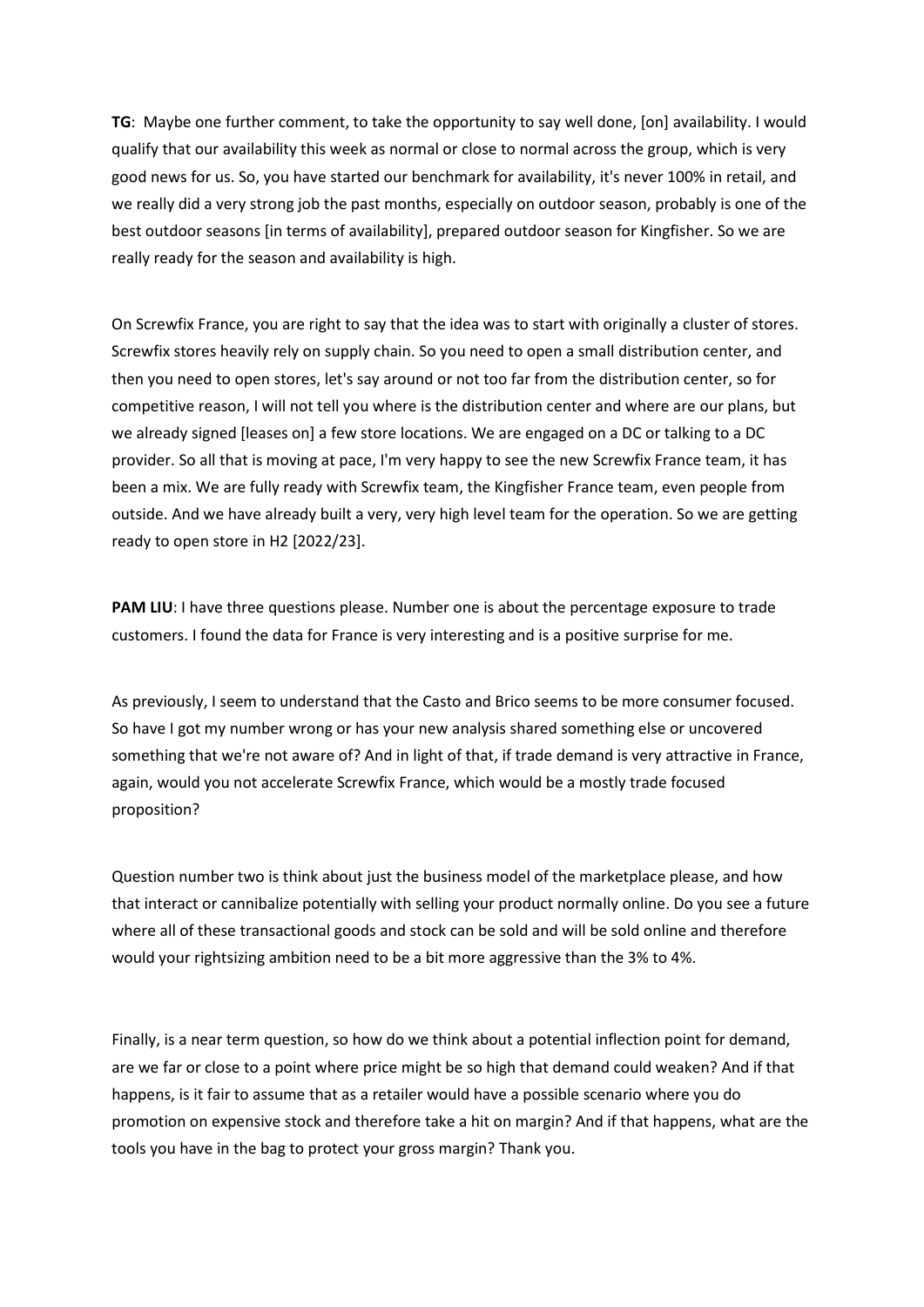**TG**: Maybe one further comment, to take the opportunity to say well done, [on] availability. I would qualify that our availability this week as normal or close to normal across the group, which is very good news for us. So, you have started our benchmark for availability, it's never 100% in retail, and we really did a very strong job the past months, especially on outdoor season, probably is one of the best outdoor seasons [in terms of availability], prepared outdoor season for Kingfisher. So we are really ready for the season and availability is high.

On Screwfix France, you are right to say that the idea was to start with originally a cluster of stores. Screwfix stores heavily rely on supply chain. So you need to open a small distribution center, and then you need to open stores, let's say around or not too far from the distribution center, so for competitive reason, I will not tell you where is the distribution center and where are our plans, but we already signed [leases on] a few store locations. We are engaged on a DC or talking to a DC provider. So all that is moving at pace, I'm very happy to see the new Screwfix France team, it has been a mix. We are fully ready with Screwfix team, the Kingfisher France team, even people from outside. And we have already built a very, very high level team for the operation. So we are getting ready to open store in H2 [2022/23].

**PAM LIU**: I have three questions please. Number one is about the percentage exposure to trade customers. I found the data for France is very interesting and is a positive surprise for me.

As previously, I seem to understand that the Casto and Brico seems to be more consumer focused. So have I got my number wrong or has your new analysis shared something else or uncovered something that we're not aware of? And in light of that, if trade demand is very attractive in France, again, would you not accelerate Screwfix France, which would be a mostly trade focused proposition?

Question number two is think about just the business model of the marketplace please, and how that interact or cannibalize potentially with selling your product normally online. Do you see a future where all of these transactional goods and stock can be sold and will be sold online and therefore would your rightsizing ambition need to be a bit more aggressive than the 3% to 4%.

Finally, is a near term question, so how do we think about a potential inflection point for demand, are we far or close to a point where price might be so high that demand could weaken? And if that happens, is it fair to assume that as a retailer would have a possible scenario where you do promotion on expensive stock and therefore take a hit on margin? And if that happens, what are the tools you have in the bag to protect your gross margin? Thank you.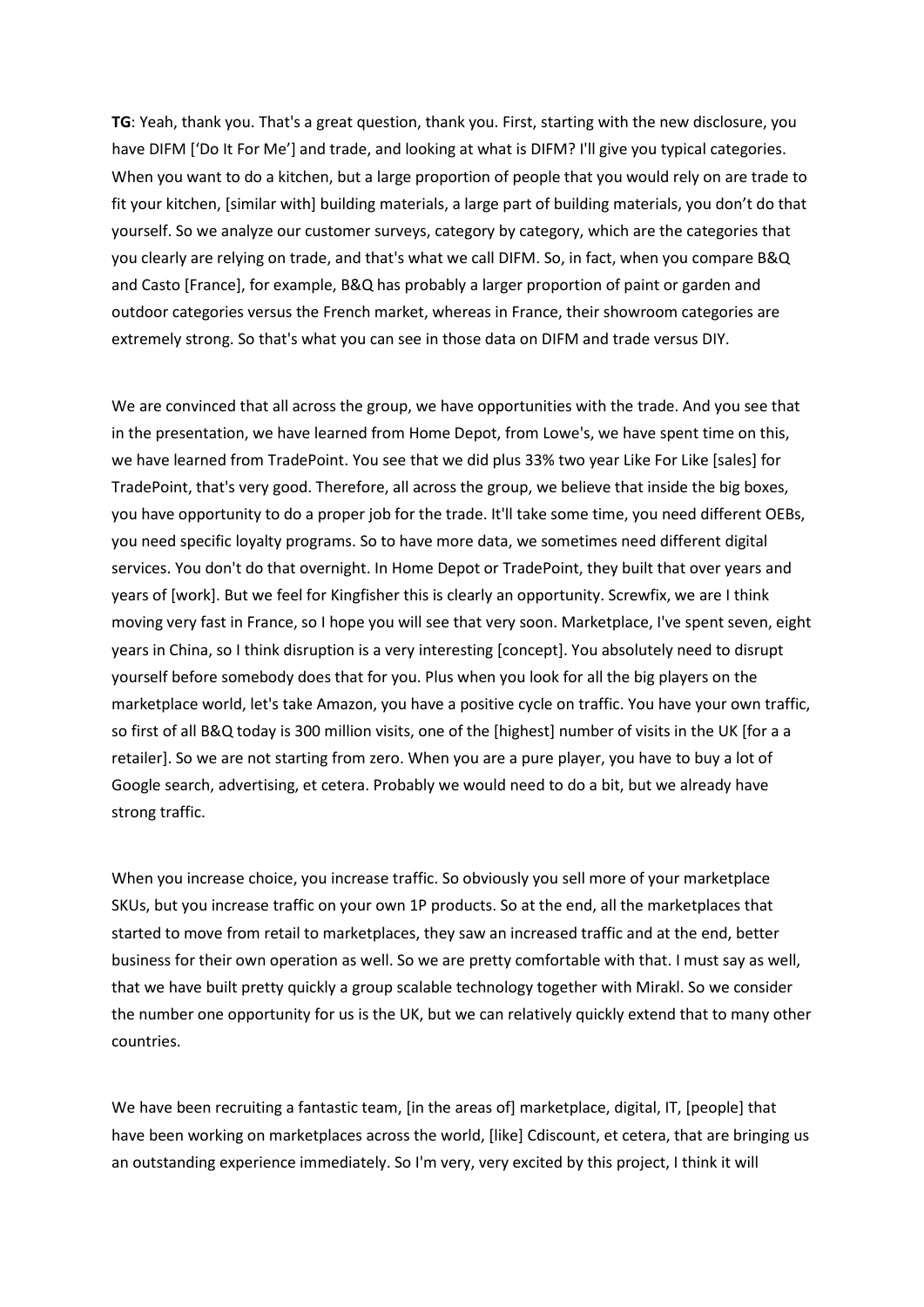**TG**: Yeah, thank you. That's a great question, thank you. First, starting with the new disclosure, you have DIFM ['Do It For Me'] and trade, and looking at what is DIFM? I'll give you typical categories. When you want to do a kitchen, but a large proportion of people that you would rely on are trade to fit your kitchen, [similar with] building materials, a large part of building materials, you don't do that yourself. So we analyze our customer surveys, category by category, which are the categories that you clearly are relying on trade, and that's what we call DIFM. So, in fact, when you compare B&Q and Casto [France], for example, B&Q has probably a larger proportion of paint or garden and outdoor categories versus the French market, whereas in France, their showroom categories are extremely strong. So that's what you can see in those data on DIFM and trade versus DIY.

We are convinced that all across the group, we have opportunities with the trade. And you see that in the presentation, we have learned from Home Depot, from Lowe's, we have spent time on this, we have learned from TradePoint. You see that we did plus 33% two year Like For Like [sales] for TradePoint, that's very good. Therefore, all across the group, we believe that inside the big boxes, you have opportunity to do a proper job for the trade. It'll take some time, you need different OEBs, you need specific loyalty programs. So to have more data, we sometimes need different digital services. You don't do that overnight. In Home Depot or TradePoint, they built that over years and years of [work]. But we feel for Kingfisher this is clearly an opportunity. Screwfix, we are I think moving very fast in France, so I hope you will see that very soon. Marketplace, I've spent seven, eight years in China, so I think disruption is a very interesting [concept]. You absolutely need to disrupt yourself before somebody does that for you. Plus when you look for all the big players on the marketplace world, let's take Amazon, you have a positive cycle on traffic. You have your own traffic, so first of all B&Q today is 300 million visits, one of the [highest] number of visits in the UK [for a a retailer]. So we are not starting from zero. When you are a pure player, you have to buy a lot of Google search, advertising, et cetera. Probably we would need to do a bit, but we already have strong traffic.

When you increase choice, you increase traffic. So obviously you sell more of your marketplace SKUs, but you increase traffic on your own 1P products. So at the end, all the marketplaces that started to move from retail to marketplaces, they saw an increased traffic and at the end, better business for their own operation as well. So we are pretty comfortable with that. I must say as well, that we have built pretty quickly a group scalable technology together with Mirakl. So we consider the number one opportunity for us is the UK, but we can relatively quickly extend that to many other countries.

We have been recruiting a fantastic team, [in the areas of] marketplace, digital, IT, [people] that have been working on marketplaces across the world, [like] Cdiscount, et cetera, that are bringing us an outstanding experience immediately. So I'm very, very excited by this project, I think it will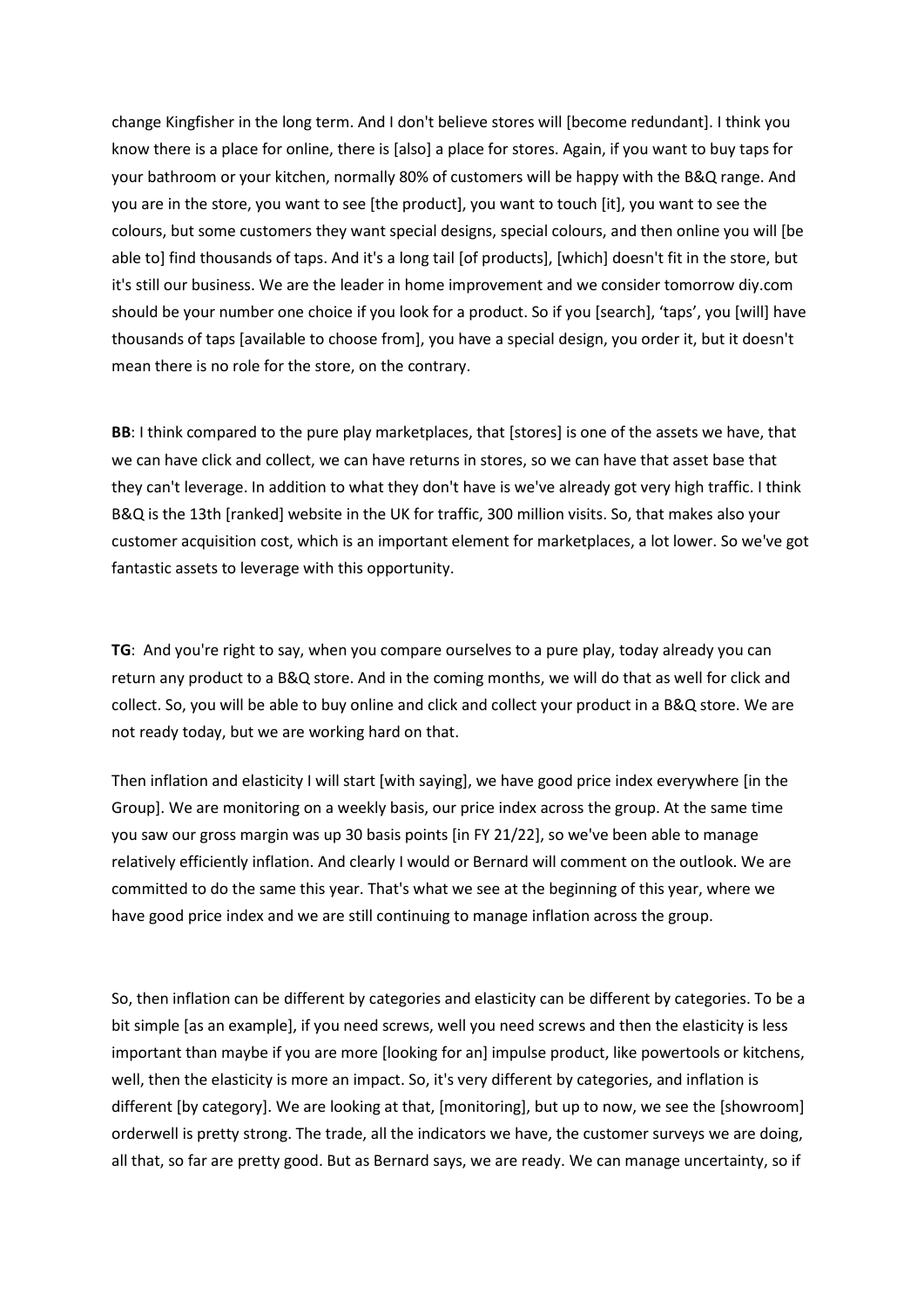change Kingfisher in the long term. And I don't believe stores will [become redundant]. I think you know there is a place for online, there is [also] a place for stores. Again, if you want to buy taps for your bathroom or your kitchen, normally 80% of customers will be happy with the B&Q range. And you are in the store, you want to see [the product], you want to touch [it], you want to see the colours, but some customers they want special designs, special colours, and then online you will [be able to] find thousands of taps. And it's a long tail [of products], [which] doesn't fit in the store, but it's still our business. We are the leader in home improvement and we consider tomorrow diy.com should be your number one choice if you look for a product. So if you [search], 'taps', you [will] have thousands of taps [available to choose from], you have a special design, you order it, but it doesn't mean there is no role for the store, on the contrary.

**BB**: I think compared to the pure play marketplaces, that [stores] is one of the assets we have, that we can have click and collect, we can have returns in stores, so we can have that asset base that they can't leverage. In addition to what they don't have is we've already got very high traffic. I think B&Q is the 13th [ranked] website in the UK for traffic, 300 million visits. So, that makes also your customer acquisition cost, which is an important element for marketplaces, a lot lower. So we've got fantastic assets to leverage with this opportunity.

**TG**: And you're right to say, when you compare ourselves to a pure play, today already you can return any product to a B&Q store. And in the coming months, we will do that as well for click and collect. So, you will be able to buy online and click and collect your product in a B&Q store. We are not ready today, but we are working hard on that.

Then inflation and elasticity I will start [with saying], we have good price index everywhere [in the Group]. We are monitoring on a weekly basis, our price index across the group. At the same time you saw our gross margin was up 30 basis points [in FY 21/22], so we've been able to manage relatively efficiently inflation. And clearly I would or Bernard will comment on the outlook. We are committed to do the same this year. That's what we see at the beginning of this year, where we have good price index and we are still continuing to manage inflation across the group.

So, then inflation can be different by categories and elasticity can be different by categories. To be a bit simple [as an example], if you need screws, well you need screws and then the elasticity is less important than maybe if you are more [looking for an] impulse product, like powertools or kitchens, well, then the elasticity is more an impact. So, it's very different by categories, and inflation is different [by category]. We are looking at that, [monitoring], but up to now, we see the [showroom] orderwell is pretty strong. The trade, all the indicators we have, the customer surveys we are doing, all that, so far are pretty good. But as Bernard says, we are ready. We can manage uncertainty, so if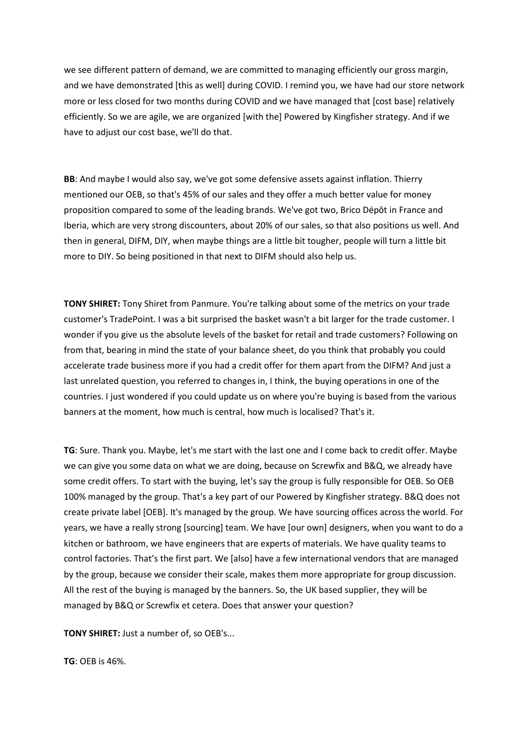we see different pattern of demand, we are committed to managing efficiently our gross margin, and we have demonstrated [this as well] during COVID. I remind you, we have had our store network more or less closed for two months during COVID and we have managed that [cost base] relatively efficiently. So we are agile, we are organized [with the] Powered by Kingfisher strategy. And if we have to adjust our cost base, we'll do that.

**BB**: And maybe I would also say, we've got some defensive assets against inflation. Thierry mentioned our OEB, so that's 45% of our sales and they offer a much better value for money proposition compared to some of the leading brands. We've got two, Brico Dépôt in France and Iberia, which are very strong discounters, about 20% of our sales, so that also positions us well. And then in general, DIFM, DIY, when maybe things are a little bit tougher, people will turn a little bit more to DIY. So being positioned in that next to DIFM should also help us.

**TONY SHIRET:** Tony Shiret from Panmure. You're talking about some of the metrics on your trade customer's TradePoint. I was a bit surprised the basket wasn't a bit larger for the trade customer. I wonder if you give us the absolute levels of the basket for retail and trade customers? Following on from that, bearing in mind the state of your balance sheet, do you think that probably you could accelerate trade business more if you had a credit offer for them apart from the DIFM? And just a last unrelated question, you referred to changes in, I think, the buying operations in one of the countries. I just wondered if you could update us on where you're buying is based from the various banners at the moment, how much is central, how much is localised? That's it.

**TG**: Sure. Thank you. Maybe, let's me start with the last one and I come back to credit offer. Maybe we can give you some data on what we are doing, because on Screwfix and B&Q, we already have some credit offers. To start with the buying, let's say the group is fully responsible for OEB. So OEB 100% managed by the group. That's a key part of our Powered by Kingfisher strategy. B&Q does not create private label [OEB]. It's managed by the group. We have sourcing offices across the world. For years, we have a really strong [sourcing] team. We have [our own] designers, when you want to do a kitchen or bathroom, we have engineers that are experts of materials. We have quality teams to control factories. That's the first part. We [also] have a few international vendors that are managed by the group, because we consider their scale, makes them more appropriate for group discussion. All the rest of the buying is managed by the banners. So, the UK based supplier, they will be managed by B&Q or Screwfix et cetera. Does that answer your question?

**TONY SHIRET:** Just a number of, so OEB's...

**TG**: OEB is 46%.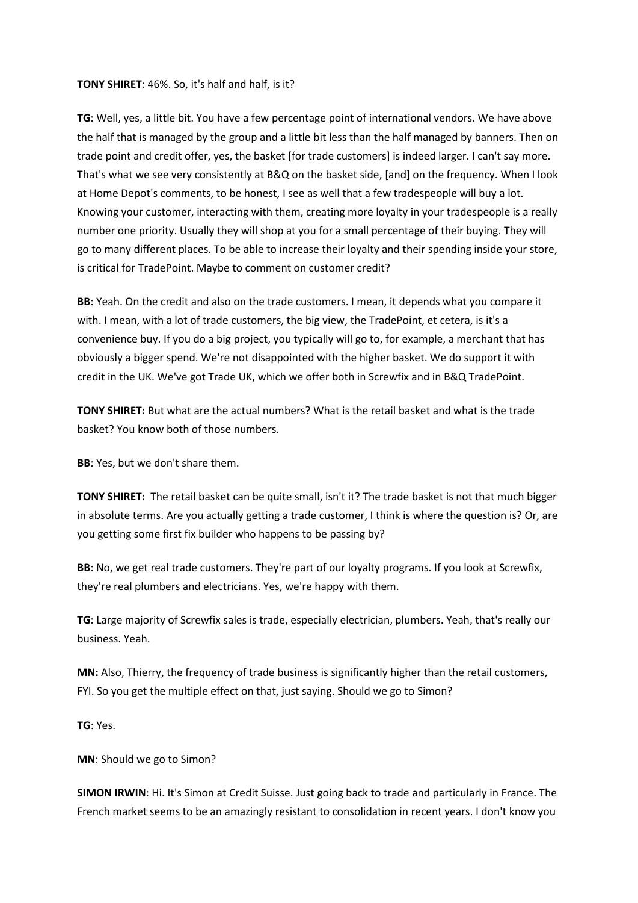**TONY SHIRET**: 46%. So, it's half and half, is it?

**TG**: Well, yes, a little bit. You have a few percentage point of international vendors. We have above the half that is managed by the group and a little bit less than the half managed by banners. Then on trade point and credit offer, yes, the basket [for trade customers] is indeed larger. I can't say more. That's what we see very consistently at B&Q on the basket side, [and] on the frequency. When I look at Home Depot's comments, to be honest, I see as well that a few tradespeople will buy a lot. Knowing your customer, interacting with them, creating more loyalty in your tradespeople is a really number one priority. Usually they will shop at you for a small percentage of their buying. They will go to many different places. To be able to increase their loyalty and their spending inside your store, is critical for TradePoint. Maybe to comment on customer credit?

**BB**: Yeah. On the credit and also on the trade customers. I mean, it depends what you compare it with. I mean, with a lot of trade customers, the big view, the TradePoint, et cetera, is it's a convenience buy. If you do a big project, you typically will go to, for example, a merchant that has obviously a bigger spend. We're not disappointed with the higher basket. We do support it with credit in the UK. We've got Trade UK, which we offer both in Screwfix and in B&Q TradePoint.

**TONY SHIRET:** But what are the actual numbers? What is the retail basket and what is the trade basket? You know both of those numbers.

**BB**: Yes, but we don't share them.

**TONY SHIRET:** The retail basket can be quite small, isn't it? The trade basket is not that much bigger in absolute terms. Are you actually getting a trade customer, I think is where the question is? Or, are you getting some first fix builder who happens to be passing by?

**BB**: No, we get real trade customers. They're part of our loyalty programs. If you look at Screwfix, they're real plumbers and electricians. Yes, we're happy with them.

**TG**: Large majority of Screwfix sales is trade, especially electrician, plumbers. Yeah, that's really our business. Yeah.

**MN:** Also, Thierry, the frequency of trade business is significantly higher than the retail customers, FYI. So you get the multiple effect on that, just saying. Should we go to Simon?

**TG**: Yes.

**MN**: Should we go to Simon?

**SIMON IRWIN**: Hi. It's Simon at Credit Suisse. Just going back to trade and particularly in France. The French market seems to be an amazingly resistant to consolidation in recent years. I don't know you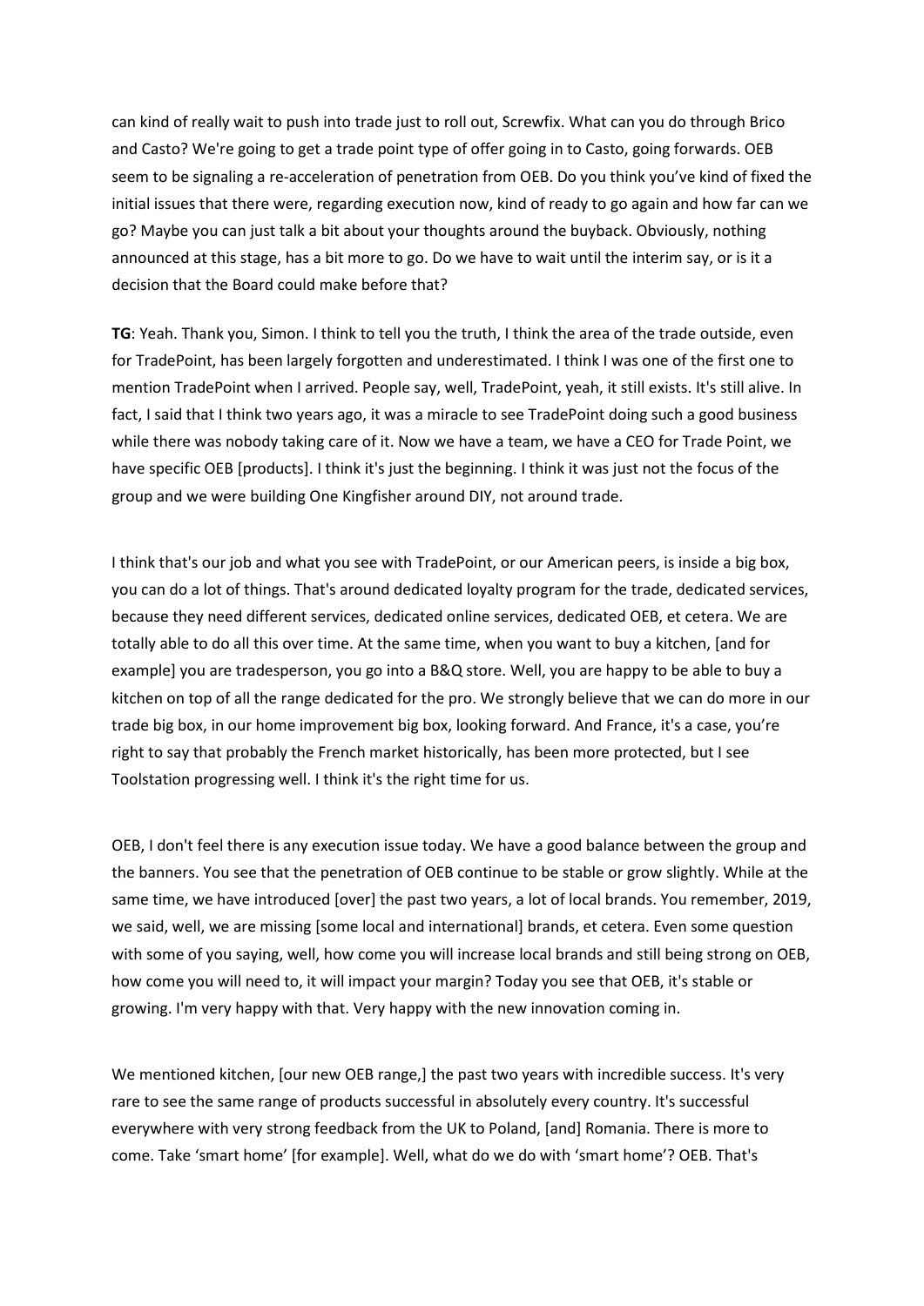can kind of really wait to push into trade just to roll out, Screwfix. What can you do through Brico and Casto? We're going to get a trade point type of offer going in to Casto, going forwards. OEB seem to be signaling a re-acceleration of penetration from OEB. Do you think you've kind of fixed the initial issues that there were, regarding execution now, kind of ready to go again and how far can we go? Maybe you can just talk a bit about your thoughts around the buyback. Obviously, nothing announced at this stage, has a bit more to go. Do we have to wait until the interim say, or is it a decision that the Board could make before that?

**TG**: Yeah. Thank you, Simon. I think to tell you the truth, I think the area of the trade outside, even for TradePoint, has been largely forgotten and underestimated. I think I was one of the first one to mention TradePoint when I arrived. People say, well, TradePoint, yeah, it still exists. It's still alive. In fact, I said that I think two years ago, it was a miracle to see TradePoint doing such a good business while there was nobody taking care of it. Now we have a team, we have a CEO for Trade Point, we have specific OEB [products]. I think it's just the beginning. I think it was just not the focus of the group and we were building One Kingfisher around DIY, not around trade.

I think that's our job and what you see with TradePoint, or our American peers, is inside a big box, you can do a lot of things. That's around dedicated loyalty program for the trade, dedicated services, because they need different services, dedicated online services, dedicated OEB, et cetera. We are totally able to do all this over time. At the same time, when you want to buy a kitchen, [and for example] you are tradesperson, you go into a B&Q store. Well, you are happy to be able to buy a kitchen on top of all the range dedicated for the pro. We strongly believe that we can do more in our trade big box, in our home improvement big box, looking forward. And France, it's a case, you're right to say that probably the French market historically, has been more protected, but I see Toolstation progressing well. I think it's the right time for us.

OEB, I don't feel there is any execution issue today. We have a good balance between the group and the banners. You see that the penetration of OEB continue to be stable or grow slightly. While at the same time, we have introduced [over] the past two years, a lot of local brands. You remember, 2019, we said, well, we are missing [some local and international] brands, et cetera. Even some question with some of you saying, well, how come you will increase local brands and still being strong on OEB, how come you will need to, it will impact your margin? Today you see that OEB, it's stable or growing. I'm very happy with that. Very happy with the new innovation coming in.

We mentioned kitchen, [our new OEB range,] the past two years with incredible success. It's very rare to see the same range of products successful in absolutely every country. It's successful everywhere with very strong feedback from the UK to Poland, [and] Romania. There is more to come. Take 'smart home' [for example]. Well, what do we do with 'smart home'? OEB. That's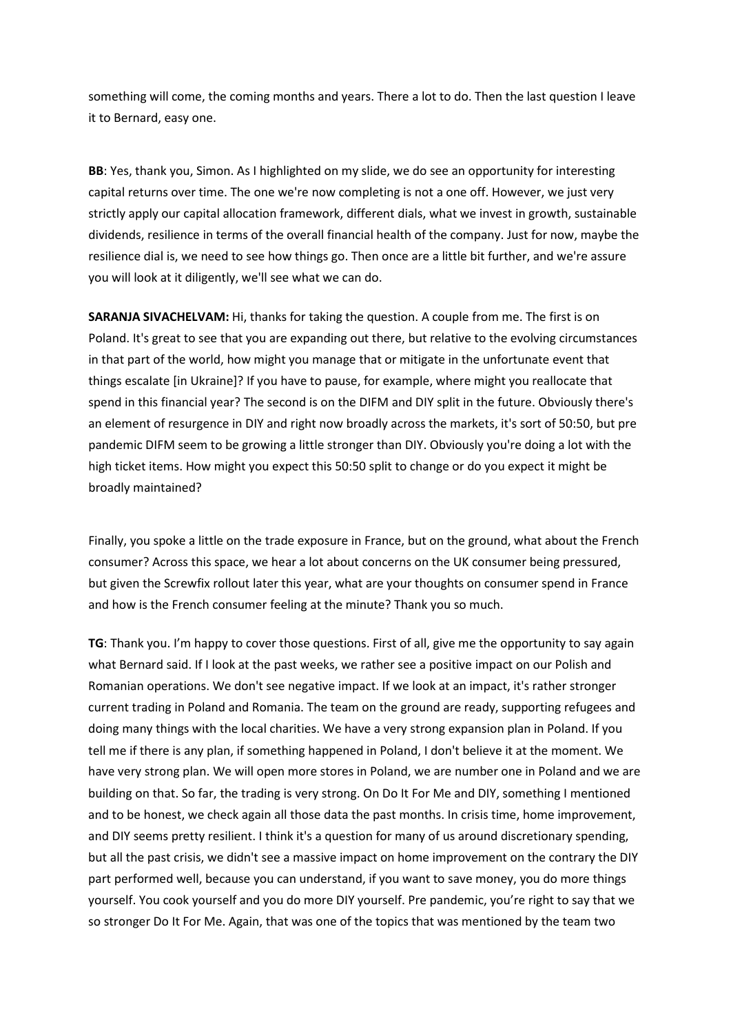something will come, the coming months and years. There a lot to do. Then the last question I leave it to Bernard, easy one.

**BB**: Yes, thank you, Simon. As I highlighted on my slide, we do see an opportunity for interesting capital returns over time. The one we're now completing is not a one off. However, we just very strictly apply our capital allocation framework, different dials, what we invest in growth, sustainable dividends, resilience in terms of the overall financial health of the company. Just for now, maybe the resilience dial is, we need to see how things go. Then once are a little bit further, and we're assure you will look at it diligently, we'll see what we can do.

**SARANJA SIVACHELVAM:** Hi, thanks for taking the question. A couple from me. The first is on Poland. It's great to see that you are expanding out there, but relative to the evolving circumstances in that part of the world, how might you manage that or mitigate in the unfortunate event that things escalate [in Ukraine]? If you have to pause, for example, where might you reallocate that spend in this financial year? The second is on the DIFM and DIY split in the future. Obviously there's an element of resurgence in DIY and right now broadly across the markets, it's sort of 50:50, but pre pandemic DIFM seem to be growing a little stronger than DIY. Obviously you're doing a lot with the high ticket items. How might you expect this 50:50 split to change or do you expect it might be broadly maintained?

Finally, you spoke a little on the trade exposure in France, but on the ground, what about the French consumer? Across this space, we hear a lot about concerns on the UK consumer being pressured, but given the Screwfix rollout later this year, what are your thoughts on consumer spend in France and how is the French consumer feeling at the minute? Thank you so much.

**TG**: Thank you. I'm happy to cover those questions. First of all, give me the opportunity to say again what Bernard said. If I look at the past weeks, we rather see a positive impact on our Polish and Romanian operations. We don't see negative impact. If we look at an impact, it's rather stronger current trading in Poland and Romania. The team on the ground are ready, supporting refugees and doing many things with the local charities. We have a very strong expansion plan in Poland. If you tell me if there is any plan, if something happened in Poland, I don't believe it at the moment. We have very strong plan. We will open more stores in Poland, we are number one in Poland and we are building on that. So far, the trading is very strong. On Do It For Me and DIY, something I mentioned and to be honest, we check again all those data the past months. In crisis time, home improvement, and DIY seems pretty resilient. I think it's a question for many of us around discretionary spending, but all the past crisis, we didn't see a massive impact on home improvement on the contrary the DIY part performed well, because you can understand, if you want to save money, you do more things yourself. You cook yourself and you do more DIY yourself. Pre pandemic, you're right to say that we so stronger Do It For Me. Again, that was one of the topics that was mentioned by the team two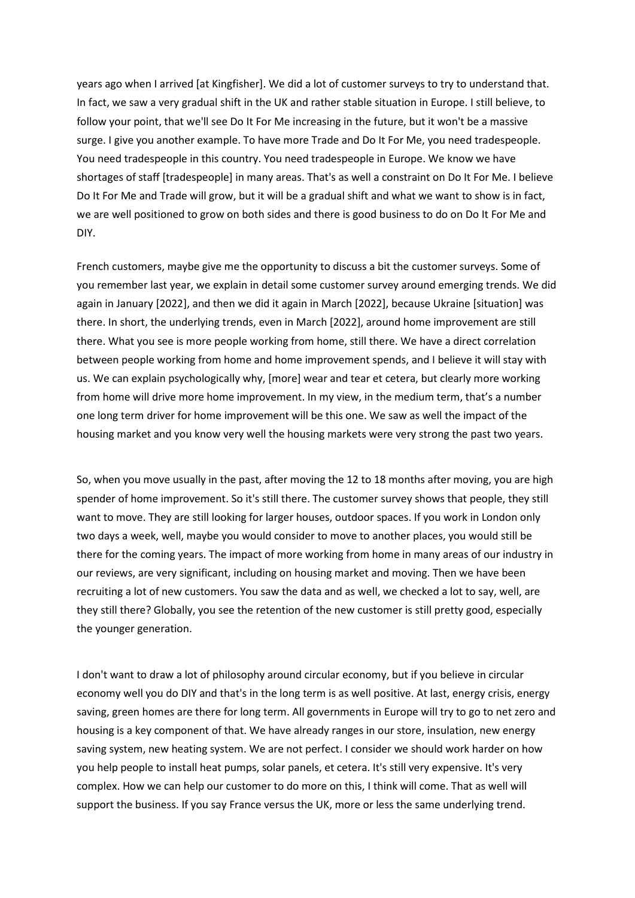years ago when I arrived [at Kingfisher]. We did a lot of customer surveys to try to understand that. In fact, we saw a very gradual shift in the UK and rather stable situation in Europe. I still believe, to follow your point, that we'll see Do It For Me increasing in the future, but it won't be a massive surge. I give you another example. To have more Trade and Do It For Me, you need tradespeople. You need tradespeople in this country. You need tradespeople in Europe. We know we have shortages of staff [tradespeople] in many areas. That's as well a constraint on Do It For Me. I believe Do It For Me and Trade will grow, but it will be a gradual shift and what we want to show is in fact, we are well positioned to grow on both sides and there is good business to do on Do It For Me and DIY.

French customers, maybe give me the opportunity to discuss a bit the customer surveys. Some of you remember last year, we explain in detail some customer survey around emerging trends. We did again in January [2022], and then we did it again in March [2022], because Ukraine [situation] was there. In short, the underlying trends, even in March [2022], around home improvement are still there. What you see is more people working from home, still there. We have a direct correlation between people working from home and home improvement spends, and I believe it will stay with us. We can explain psychologically why, [more] wear and tear et cetera, but clearly more working from home will drive more home improvement. In my view, in the medium term, that's a number one long term driver for home improvement will be this one. We saw as well the impact of the housing market and you know very well the housing markets were very strong the past two years.

So, when you move usually in the past, after moving the 12 to 18 months after moving, you are high spender of home improvement. So it's still there. The customer survey shows that people, they still want to move. They are still looking for larger houses, outdoor spaces. If you work in London only two days a week, well, maybe you would consider to move to another places, you would still be there for the coming years. The impact of more working from home in many areas of our industry in our reviews, are very significant, including on housing market and moving. Then we have been recruiting a lot of new customers. You saw the data and as well, we checked a lot to say, well, are they still there? Globally, you see the retention of the new customer is still pretty good, especially the younger generation.

I don't want to draw a lot of philosophy around circular economy, but if you believe in circular economy well you do DIY and that's in the long term is as well positive. At last, energy crisis, energy saving, green homes are there for long term. All governments in Europe will try to go to net zero and housing is a key component of that. We have already ranges in our store, insulation, new energy saving system, new heating system. We are not perfect. I consider we should work harder on how you help people to install heat pumps, solar panels, et cetera. It's still very expensive. It's very complex. How we can help our customer to do more on this, I think will come. That as well will support the business. If you say France versus the UK, more or less the same underlying trend.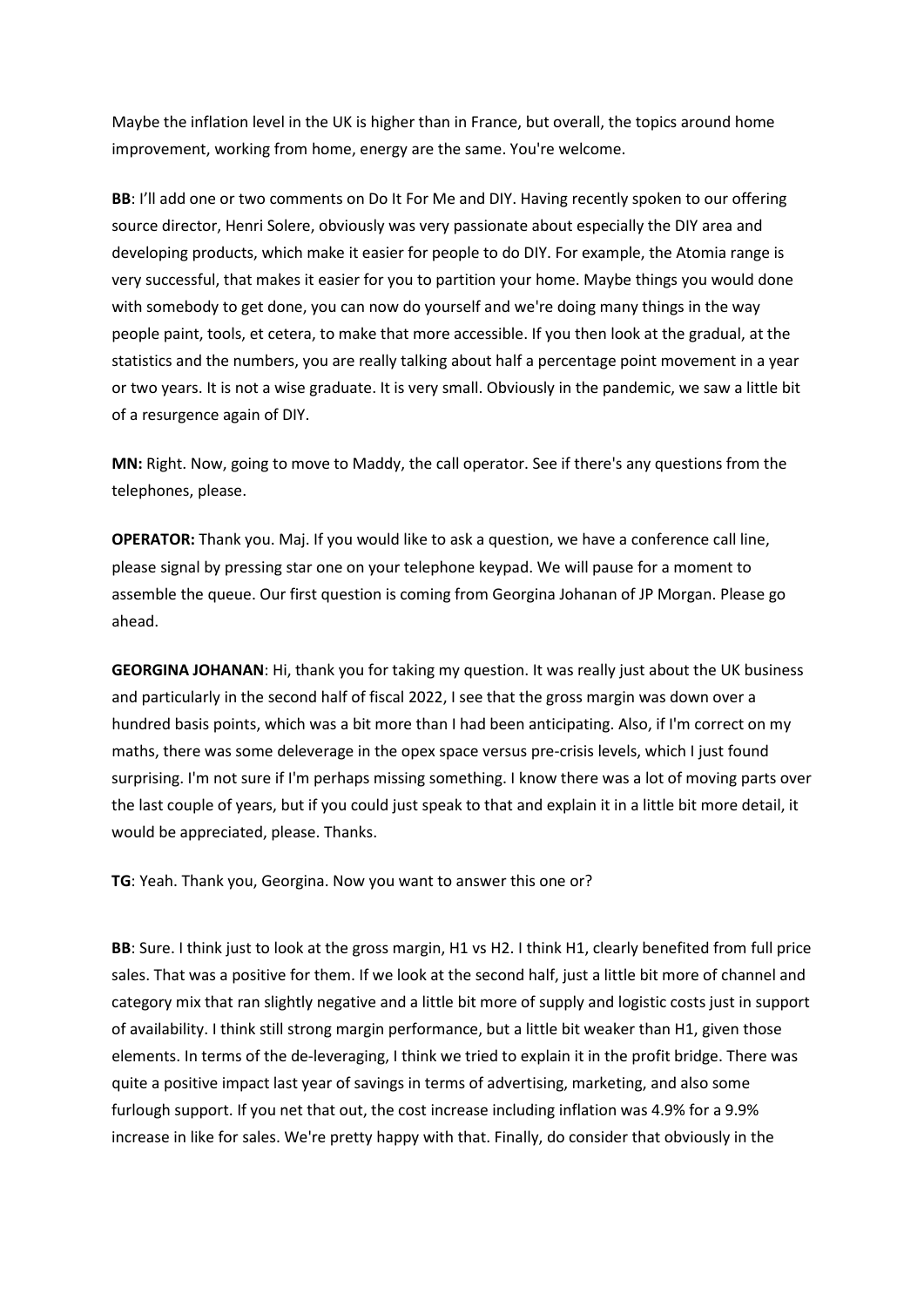Maybe the inflation level in the UK is higher than in France, but overall, the topics around home improvement, working from home, energy are the same. You're welcome.

**BB**: I'll add one or two comments on Do It For Me and DIY. Having recently spoken to our offering source director, Henri Solere, obviously was very passionate about especially the DIY area and developing products, which make it easier for people to do DIY. For example, the Atomia range is very successful, that makes it easier for you to partition your home. Maybe things you would done with somebody to get done, you can now do yourself and we're doing many things in the way people paint, tools, et cetera, to make that more accessible. If you then look at the gradual, at the statistics and the numbers, you are really talking about half a percentage point movement in a year or two years. It is not a wise graduate. It is very small. Obviously in the pandemic, we saw a little bit of a resurgence again of DIY.

**MN:** Right. Now, going to move to Maddy, the call operator. See if there's any questions from the telephones, please.

**OPERATOR:** Thank you. Maj. If you would like to ask a question, we have a conference call line, please signal by pressing star one on your telephone keypad. We will pause for a moment to assemble the queue. Our first question is coming from Georgina Johanan of JP Morgan. Please go ahead.

**GEORGINA JOHANAN**: Hi, thank you for taking my question. It was really just about the UK business and particularly in the second half of fiscal 2022, I see that the gross margin was down over a hundred basis points, which was a bit more than I had been anticipating. Also, if I'm correct on my maths, there was some deleverage in the opex space versus pre-crisis levels, which I just found surprising. I'm not sure if I'm perhaps missing something. I know there was a lot of moving parts over the last couple of years, but if you could just speak to that and explain it in a little bit more detail, it would be appreciated, please. Thanks.

**TG**: Yeah. Thank you, Georgina. Now you want to answer this one or?

**BB**: Sure. I think just to look at the gross margin, H1 vs H2. I think H1, clearly benefited from full price sales. That was a positive for them. If we look at the second half, just a little bit more of channel and category mix that ran slightly negative and a little bit more of supply and logistic costs just in support of availability. I think still strong margin performance, but a little bit weaker than H1, given those elements. In terms of the de-leveraging, I think we tried to explain it in the profit bridge. There was quite a positive impact last year of savings in terms of advertising, marketing, and also some furlough support. If you net that out, the cost increase including inflation was 4.9% for a 9.9% increase in like for sales. We're pretty happy with that. Finally, do consider that obviously in the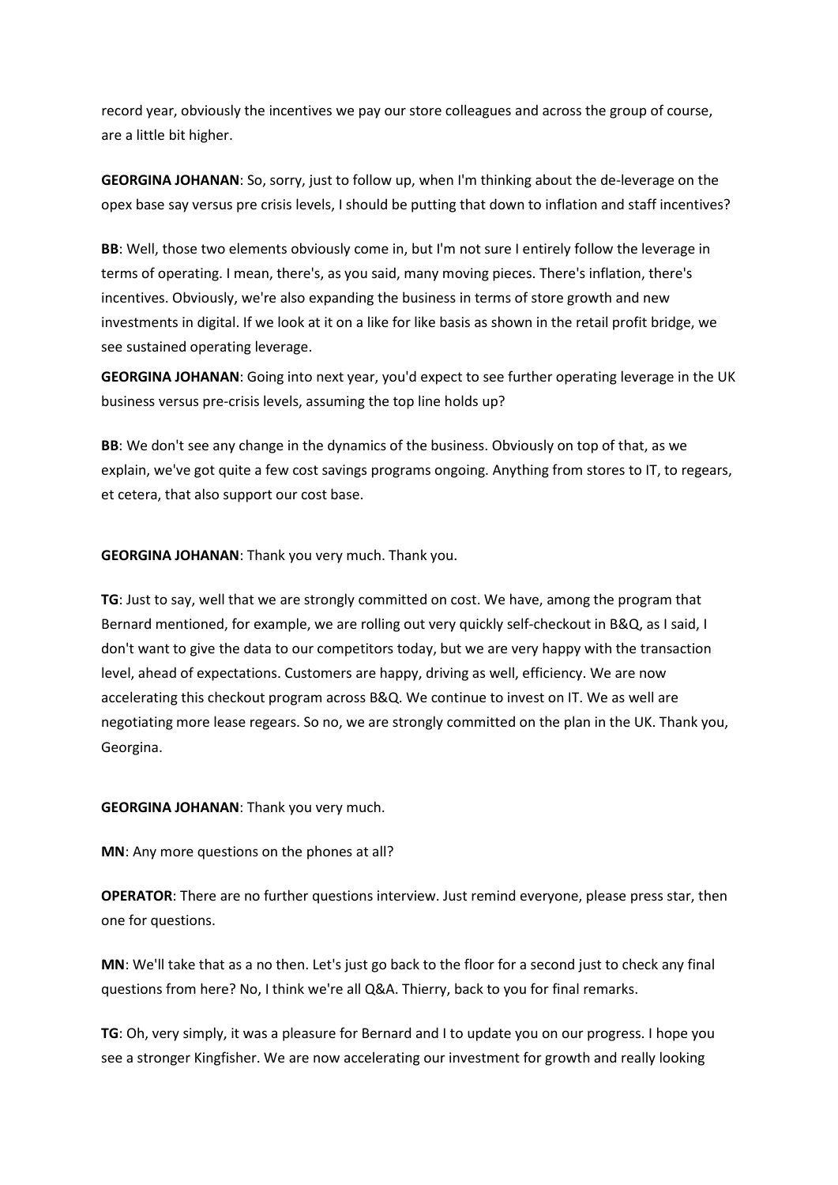record year, obviously the incentives we pay our store colleagues and across the group of course, are a little bit higher.

**GEORGINA JOHANAN**: So, sorry, just to follow up, when I'm thinking about the de-leverage on the opex base say versus pre crisis levels, I should be putting that down to inflation and staff incentives?

**BB**: Well, those two elements obviously come in, but I'm not sure I entirely follow the leverage in terms of operating. I mean, there's, as you said, many moving pieces. There's inflation, there's incentives. Obviously, we're also expanding the business in terms of store growth and new investments in digital. If we look at it on a like for like basis as shown in the retail profit bridge, we see sustained operating leverage.

**GEORGINA JOHANAN**: Going into next year, you'd expect to see further operating leverage in the UK business versus pre-crisis levels, assuming the top line holds up?

**BB**: We don't see any change in the dynamics of the business. Obviously on top of that, as we explain, we've got quite a few cost savings programs ongoing. Anything from stores to IT, to regears, et cetera, that also support our cost base.

**GEORGINA JOHANAN**: Thank you very much. Thank you.

**TG**: Just to say, well that we are strongly committed on cost. We have, among the program that Bernard mentioned, for example, we are rolling out very quickly self-checkout in B&Q, as I said, I don't want to give the data to our competitors today, but we are very happy with the transaction level, ahead of expectations. Customers are happy, driving as well, efficiency. We are now accelerating this checkout program across B&Q. We continue to invest on IT. We as well are negotiating more lease regears. So no, we are strongly committed on the plan in the UK. Thank you, Georgina.

**GEORGINA JOHANAN**: Thank you very much.

**MN**: Any more questions on the phones at all?

**OPERATOR**: There are no further questions interview. Just remind everyone, please press star, then one for questions.

**MN**: We'll take that as a no then. Let's just go back to the floor for a second just to check any final questions from here? No, I think we're all Q&A. Thierry, back to you for final remarks.

**TG**: Oh, very simply, it was a pleasure for Bernard and I to update you on our progress. I hope you see a stronger Kingfisher. We are now accelerating our investment for growth and really looking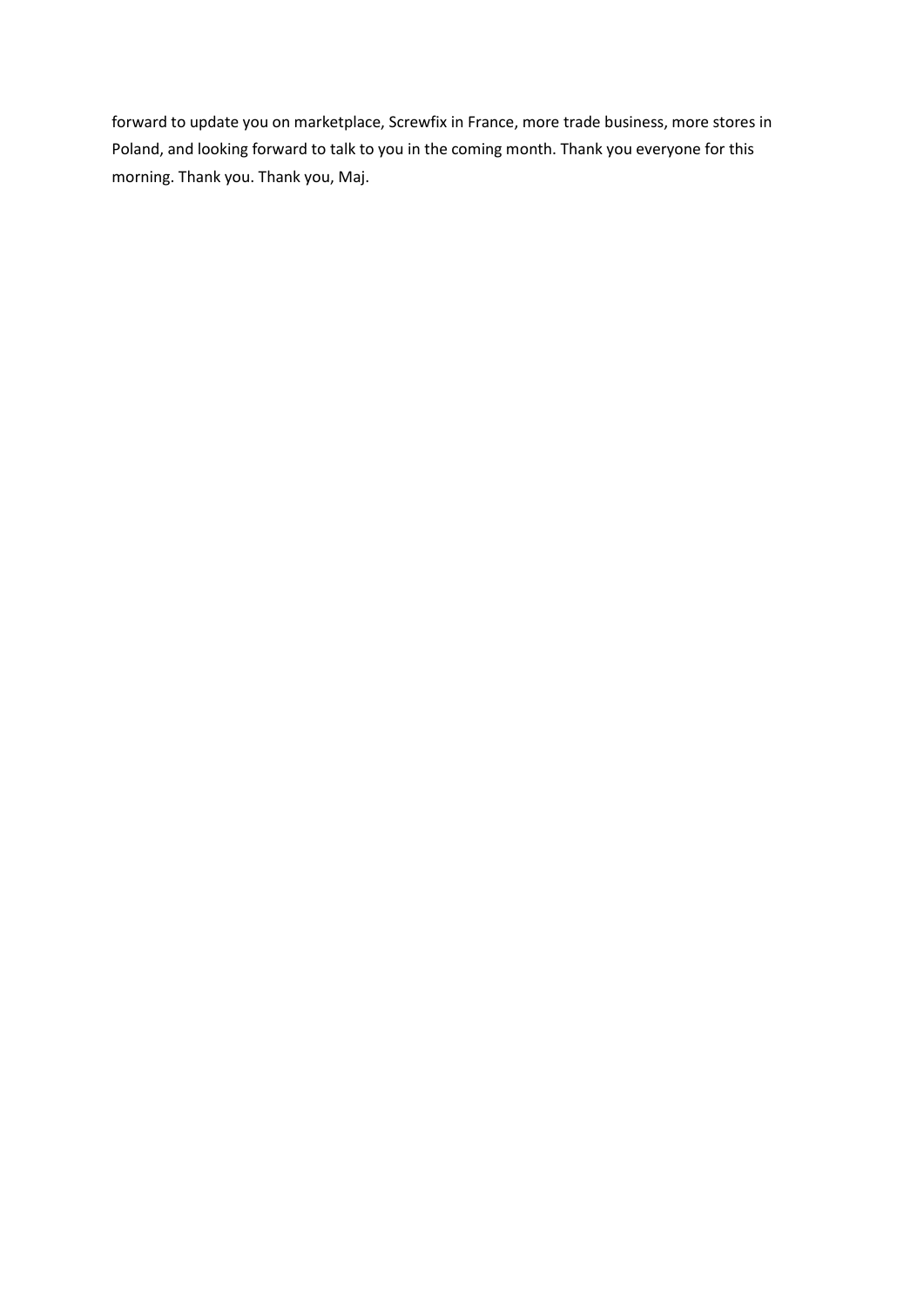forward to update you on marketplace, Screwfix in France, more trade business, more stores in Poland, and looking forward to talk to you in the coming month. Thank you everyone for this morning. Thank you. Thank you, Maj.